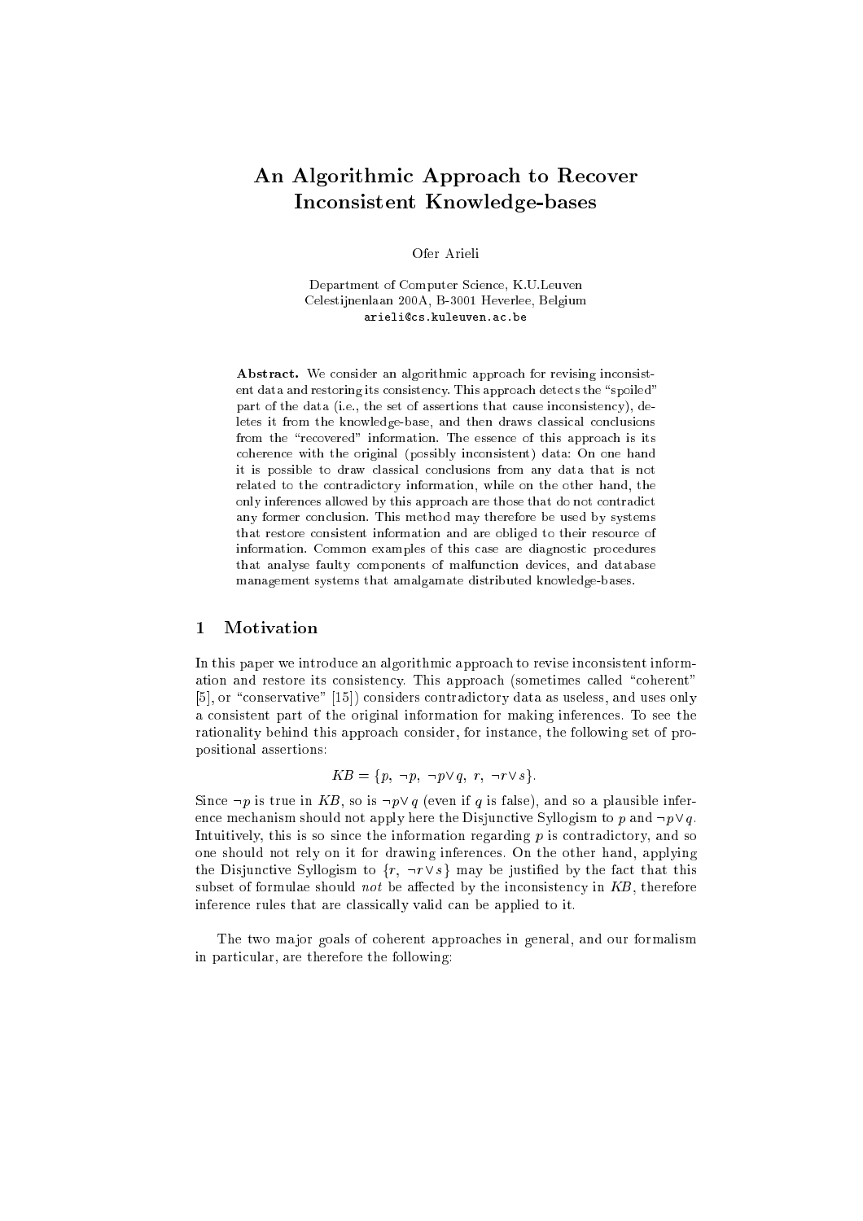# An Algorithmic Approach to Recover Inconsistent Knowledge-bases

Ofer Arieli

Department of Computer Science, K.U.Leuven
Celestijnenlaan 200A, B-3001 Heverlee, Belgium
arieli@cs.kuleuven.ac.be

**Abstract.** We consider an algorithmic approach for revising inconsistent data and restoring its consistency. This approach detects the "spoiled" part of the data (i.e., the set of assertions that cause inconsistency), deletes it from the knowledge-base, and then draws classical conclusions from the "recovered" information. The essence of this approach is its coherence with the original (possibly inconsistent) data: On one hand it is possible to draw classical conclusions from any data that is not related to the contradictory information, while on the other hand, the only inferences allowed by this approach are those that do not contradict any former conclusion. This method may therefore be used by systems that restore consistent information and are obliged to their resource of information. Common examples of this case are diagnostic procedures that analyse faulty components of malfunction devices, and database management systems that amalgamate distributed knowledge-bases.

## 1 Motivation

In this paper we introduce an algorithmic approach to revise inconsistent information and restore its consistency. This approach (sometimes called "coherent" [5], or "conservative" [15]) considers contradictory data as useless, and uses only a consistent part of the original information for making inferences. To see the rationality behind this approach consider, for instance, the following set of propositional assertions:

$$KB = \{p,\ \neg p,\ \neg p \vee q,\ r,\ \neg r \vee s\}.$$

Since $\neg p$ is true in $KB$, so is $\neg p \vee q$ (even if $q$ is false), and so a plausible inference mechanism should not apply here the Disjunctive Syllogism to $p$ and $\neg p \vee q$. Intuitively, this is so since the information regarding $p$ is contradictory, and so one should not rely on it for drawing inferences. On the other hand, applying the Disjunctive Syllogism to $\{r,\ \neg r \vee s\}$ may be justified by the fact that this subset of formulae should *not* be affected by the inconsistency in $KB$, therefore inference rules that are classically valid can be applied to it.

The two major goals of coherent approaches in general, and our formalism in particular, are therefore the following: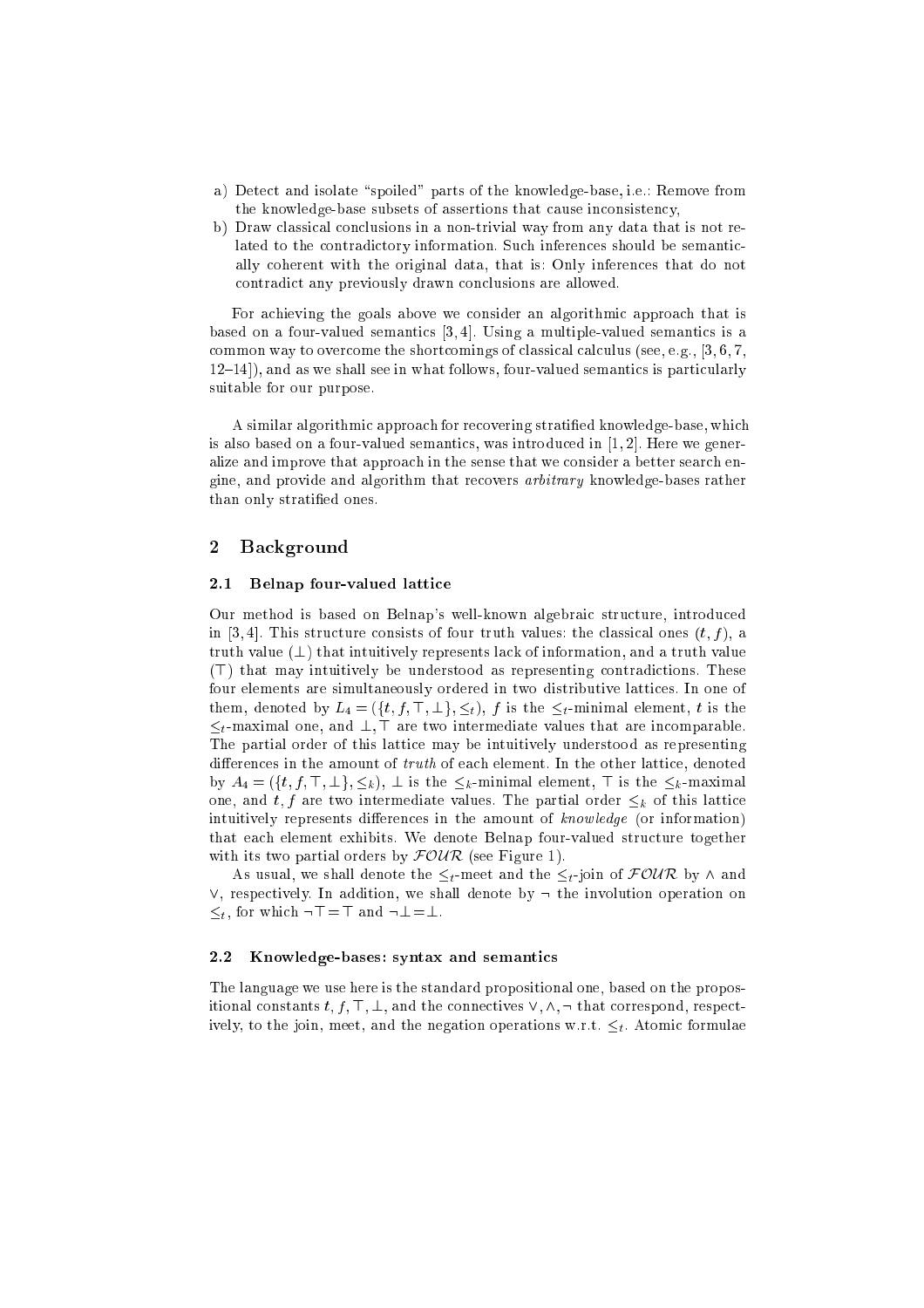a) Detect and isolate "spoiled" parts of the knowledge-base, i.e.: Remove from the knowledge-base subsets of assertions that cause inconsistency,
b) Draw classical conclusions in a non-trivial way from any data that is not related to the contradictory information. Such inferences should be semantically coherent with the original data, that is: Only inferences that do not contradict any previously drawn conclusions are allowed.

For achieving the goals above we consider an algorithmic approach that is based on a four-valued semantics [3, 4]. Using a multiple-valued semantics is a common way to overcome the shortcomings of classical calculus (see, e.g., [3, 6, 7, 12–14]), and as we shall see in what follows, four-valued semantics is particularly suitable for our purpose.

A similar algorithmic approach for recovering stratified knowledge-base, which is also based on a four-valued semantics, was introduced in [1, 2]. Here we generalize and improve that approach in the sense that we consider a better search engine, and provide and algorithm that recovers *arbitrary* knowledge-bases rather than only stratified ones.

## 2 Background

### 2.1 Belnap four-valued lattice

Our method is based on Belnap's well-known algebraic structure, introduced in [3, 4]. This structure consists of four truth values: the classical ones $(t, f)$, a truth value $(\bot)$ that intuitively represents lack of information, and a truth value $(\top)$ that may intuitively be understood as representing contradictions. These four elements are simultaneously ordered in two distributive lattices. In one of them, denoted by $L_4 = (\{t, f, \top, \bot\}, \leq_t)$, $f$ is the $\leq_t$-minimal element, $t$ is the $\leq_t$-maximal one, and $\bot, \top$ are two intermediate values that are incomparable. The partial order of this lattice may be intuitively understood as representing differences in the amount of *truth* of each element. In the other lattice, denoted by $A_4 = (\{t, f, \top, \bot\}, \leq_k)$, $\bot$ is the $\leq_k$-minimal element, $\top$ is the $\leq_k$-maximal one, and $t, f$ are two intermediate values. The partial order $\leq_k$ of this lattice intuitively represents differences in the amount of *knowledge* (or information) that each element exhibits. We denote Belnap four-valued structure together with its two partial orders by $\mathcal{FOUR}$ (see Figure 1).

As usual, we shall denote the $\leq_t$-meet and the $\leq_t$-join of $\mathcal{FOUR}$ by $\wedge$ and $\vee$, respectively. In addition, we shall denote by $\neg$ the involution operation on $\leq_t$, for which $\neg\top = \top$ and $\neg\bot = \bot$.

### 2.2 Knowledge-bases: syntax and semantics

The language we use here is the standard propositional one, based on the propositional constants $t, f, \top, \bot$, and the connectives $\vee, \wedge, \neg$ that correspond, respectively, to the join, meet, and the negation operations w.r.t. $\leq_t$. Atomic formulae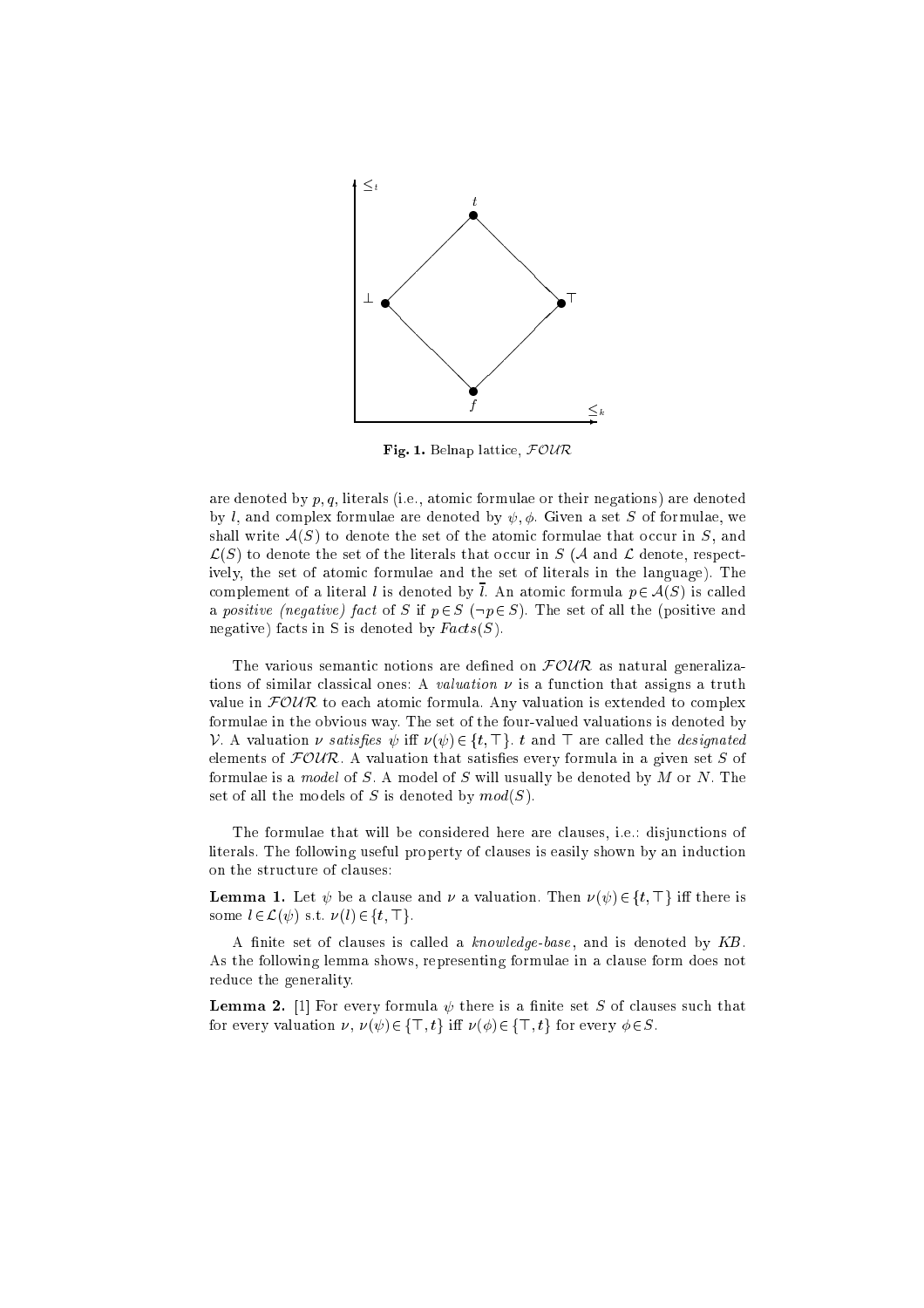**Fig. 1.** Belnap lattice, $\mathcal{FOUR}$

are denoted by $p, q$, literals (i.e., atomic formulae or their negations) are denoted by $l$, and complex formulae are denoted by $\psi, \phi$. Given a set $S$ of formulae, we shall write $\mathcal{A}(S)$ to denote the set of the atomic formulae that occur in $S$, and $\mathcal{L}(S)$ to denote the set of the literals that occur in $S$ ($\mathcal{A}$ and $\mathcal{L}$ denote, respectively, the set of atomic formulae and the set of literals in the language). The complement of a literal $l$ is denoted by $\overline{l}$. An atomic formula $p \in \mathcal{A}(S)$ is called a *positive (negative) fact* of $S$ if $p \in S$ ($\neg p \in S$). The set of all the (positive and negative) facts in S is denoted by $Facts(S)$.

The various semantic notions are defined on $\mathcal{FOUR}$ as natural generalizations of similar classical ones: A *valuation* $\nu$ is a function that assigns a truth value in $\mathcal{FOUR}$ to each atomic formula. Any valuation is extended to complex formulae in the obvious way. The set of the four-valued valuations is denoted by $\mathcal{V}$. A valuation $\nu$ *satisfies* $\psi$ iff $\nu(\psi) \in \{t, \top\}$. $t$ and $\top$ are called the *designated* elements of $\mathcal{FOUR}$. A valuation that satisfies every formula in a given set $S$ of formulae is a *model* of $S$. A model of $S$ will usually be denoted by $M$ or $N$. The set of all the models of $S$ is denoted by $mod(S)$.

The formulae that will be considered here are clauses, i.e.: disjunctions of literals. The following useful property of clauses is easily shown by an induction on the structure of clauses:

**Lemma 1.** Let $\psi$ be a clause and $\nu$ a valuation. Then $\nu(\psi) \in \{t, \top\}$ iff there is some $l \in \mathcal{L}(\psi)$ s.t. $\nu(l) \in \{t, \top\}$.

A finite set of clauses is called a *knowledge-base*, and is denoted by *KB*. As the following lemma shows, representing formulae in a clause form does not reduce the generality.

**Lemma 2.** [1] For every formula $\psi$ there is a finite set $S$ of clauses such that for every valuation $\nu$, $\nu(\psi) \in \{\top, t\}$ iff $\nu(\phi) \in \{\top, t\}$ for every $\phi \in S$.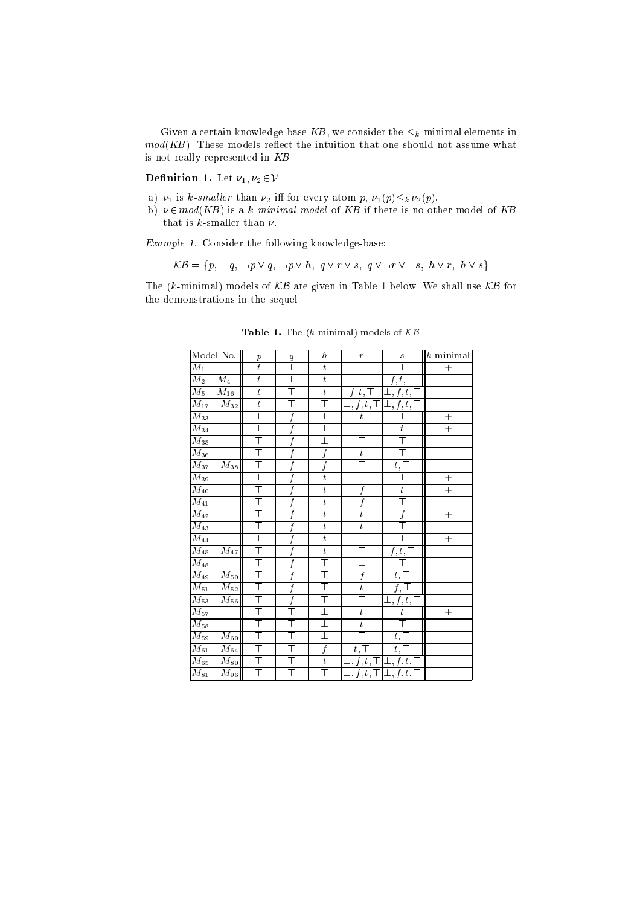Given a certain knowledge-base $KB$, we consider the $\leq_k$-minimal elements in $mod(KB)$. These models reflect the intuition that one should not assume what is not really represented in $KB$.

**Definition 1.** Let $\nu_1, \nu_2 \in \mathcal{V}$.

a) $\nu_1$ is *k-smaller* than $\nu_2$ iff for every atom $p$, $\nu_1(p) \leq_k \nu_2(p)$.
b) $\nu \in mod(KB)$ is a *k-minimal model* of $KB$ if there is no other model of $KB$ that is $k$-smaller than $\nu$.

*Example 1.* Consider the following knowledge-base:

$$\mathcal{KB} = \{p,\ \neg q,\ \neg p \vee q,\ \neg p \vee h,\ q \vee r \vee s,\ q \vee \neg r \vee \neg s,\ h \vee r,\ h \vee s\}$$

The ($k$-minimal) models of $\mathcal{KB}$ are given in Table 1 below. We shall use $\mathcal{KB}$ for the demonstrations in the sequel.

**Table 1.** The ($k$-minimal) models of $\mathcal{KB}$

| Model No. | $p$ | $q$ | $h$ | $r$ | $s$ | $k$-minimal |
|---|---|---|---|---|---|---|
| $M_1$ | $t$ | $\top$ | $t$ | $\bot$ | $\bot$ | $+$ |
| $M_2 \quad M_4$ | $t$ | $\top$ | $t$ | $\bot$ | $f, t, \top$ | |
| $M_5 \quad M_{16}$ | $t$ | $\top$ | $t$ | $f, t, \top$ | $\bot, f, t, \top$ | |
| $M_{17} \quad M_{32}$ | $t$ | $\top$ | $\top$ | $\bot, f, t, \top$ | $\bot, f, t, \top$ | |
| $M_{33}$ | $\top$ | $f$ | $\bot$ | $t$ | $\top$ | $+$ |
| $M_{34}$ | $\top$ | $f$ | $\bot$ | $\top$ | $t$ | $+$ |
| $M_{35}$ | $\top$ | $f$ | $\bot$ | $\top$ | $\top$ | |
| $M_{36}$ | $\top$ | $f$ | $f$ | $t$ | $\top$ | |
| $M_{37} \quad M_{38}$ | $\top$ | $f$ | $f$ | $\top$ | $t, \top$ | |
| $M_{39}$ | $\top$ | $f$ | $t$ | $\bot$ | $\top$ | $+$ |
| $M_{40}$ | $\top$ | $f$ | $t$ | $f$ | $t$ | $+$ |
| $M_{41}$ | $\top$ | $f$ | $t$ | $f$ | $\top$ | |
| $M_{42}$ | $\top$ | $f$ | $t$ | $t$ | $f$ | $+$ |
| $M_{43}$ | $\top$ | $f$ | $t$ | $t$ | $\top$ | |
| $M_{44}$ | $\top$ | $f$ | $t$ | $\top$ | $\bot$ | $+$ |
| $M_{45} \quad M_{47}$ | $\top$ | $f$ | $t$ | $\top$ | $f, t, \top$ | |
| $M_{48}$ | $\top$ | $f$ | $\top$ | $\bot$ | $\top$ | |
| $M_{49} \quad M_{50}$ | $\top$ | $f$ | $\top$ | $f$ | $t, \top$ | |
| $M_{51} \quad M_{52}$ | $\top$ | $f$ | $\top$ | $t$ | $f, \top$ | |
| $M_{53} \quad M_{56}$ | $\top$ | $f$ | $\top$ | $\top$ | $\bot, f, t, \top$ | |
| $M_{57}$ | $\top$ | $\top$ | $\bot$ | $t$ | $t$ | $+$ |
| $M_{58}$ | $\top$ | $\top$ | $\bot$ | $t$ | $\top$ | |
| $M_{59} \quad M_{60}$ | $\top$ | $\top$ | $\bot$ | $\top$ | $t, \top$ | |
| $M_{61} \quad M_{64}$ | $\top$ | $\top$ | $f$ | $t, \top$ | $t, \top$ | |
| $M_{65} \quad M_{80}$ | $\top$ | $\top$ | $t$ | $\bot, f, t, \top$ | $\bot, f, t, \top$ | |
| $M_{81} \quad M_{96}$ | $\top$ | $\top$ | $\top$ | $\bot, f, t, \top$ | $\bot, f, t, \top$ | |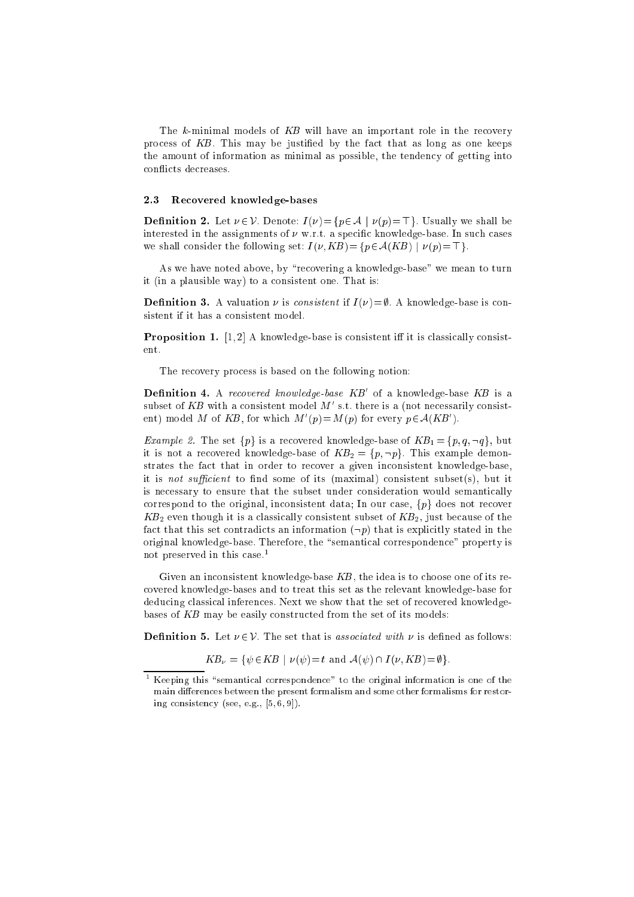The $k$-minimal models of $KB$ will have an important role in the recovery process of $KB$. This may be justified by the fact that as long as one keeps the amount of information as minimal as possible, the tendency of getting into conflicts decreases.

### 2.3 Recovered knowledge-bases

**Definition 2.** Let $\nu \in \mathcal{V}$. Denote: $I(\nu) = \{p \in \mathcal{A} \mid \nu(p) = \top\}$. Usually we shall be interested in the assignments of $\nu$ w.r.t. a specific knowledge-base. In such cases we shall consider the following set: $I(\nu, KB) = \{p \in \mathcal{A}(KB) \mid \nu(p) = \top\}$.

As we have noted above, by "recovering a knowledge-base" we mean to turn it (in a plausible way) to a consistent one. That is:

**Definition 3.** A valuation $\nu$ is *consistent* if $I(\nu) = \emptyset$. A knowledge-base is consistent if it has a consistent model.

**Proposition 1.** [1,2] A knowledge-base is consistent iff it is classically consistent.

The recovery process is based on the following notion:

**Definition 4.** A *recovered knowledge-base* $KB'$ of a knowledge-base $KB$ is a subset of $KB$ with a consistent model $M'$ s.t. there is a (not necessarily consistent) model $M$ of $KB$, for which $M'(p) = M(p)$ for every $p \in \mathcal{A}(KB')$.

*Example 2.* The set $\{p\}$ is a recovered knowledge-base of $KB_1 = \{p, q, \neg q\}$, but it is not a recovered knowledge-base of $KB_2 = \{p, \neg p\}$. This example demonstrates the fact that in order to recover a given inconsistent knowledge-base, it is *not sufficient* to find some of its (maximal) consistent subset(s), but it is necessary to ensure that the subset under consideration would semantically correspond to the original, inconsistent data; In our case, $\{p\}$ does not recover $KB_2$ even though it is a classically consistent subset of $KB_2$, just because of the fact that this set contradicts an information ($\neg p$) that is explicitly stated in the original knowledge-base. Therefore, the "semantical correspondence" property is not preserved in this case.[1]

Given an inconsistent knowledge-base $KB$, the idea is to choose one of its recovered knowledge-bases and to treat this set as the relevant knowledge-base for deducing classical inferences. Next we show that the set of recovered knowledge-bases of $KB$ may be easily constructed from the set of its models:

**Definition 5.** Let $\nu \in \mathcal{V}$. The set that is *associated with* $\nu$ is defined as follows:

$$KB_\nu = \{\psi \in KB \mid \nu(\psi) = t \text{ and } \mathcal{A}(\psi) \cap I(\nu, KB) = \emptyset\}.$$

[1] Keeping this "semantical correspondence" to the original information is one of the main differences between the present formalism and some other formalisms for restoring consistency (see, e.g., [5, 6, 9]).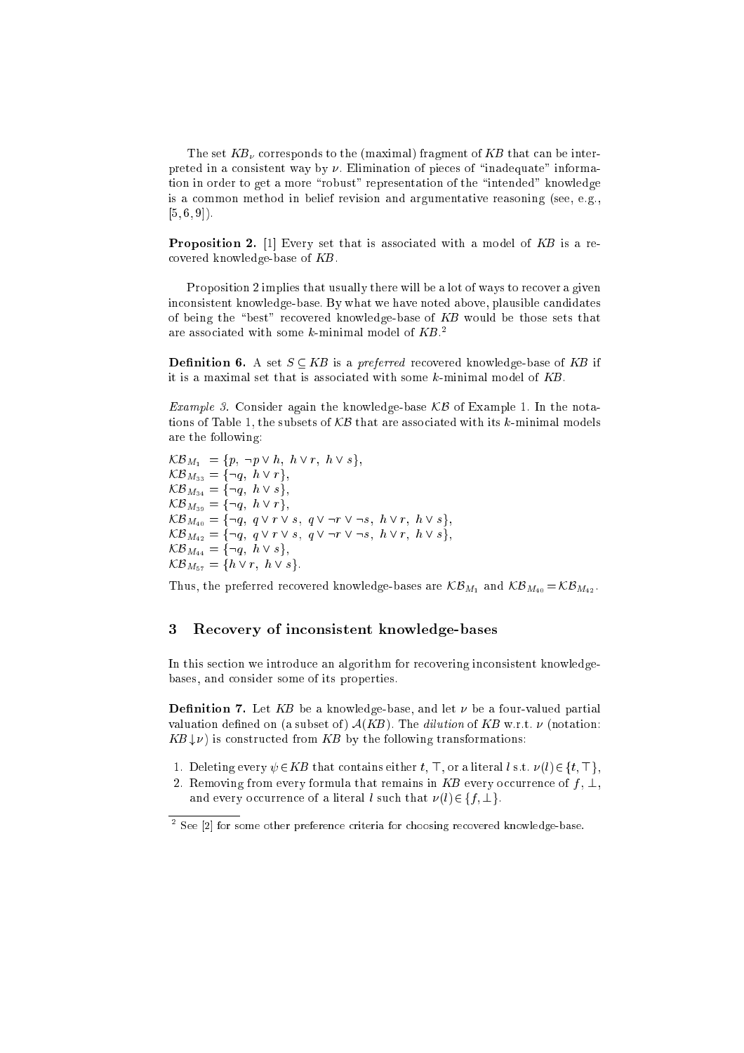The set $KB_\nu$ corresponds to the (maximal) fragment of *KB* that can be interpreted in a consistent way by $\nu$. Elimination of pieces of "inadequate" information in order to get a more "robust" representation of the "intended" knowledge is a common method in belief revision and argumentative reasoning (see, e.g., [5, 6, 9]).

**Proposition 2.** [1] Every set that is associated with a model of *KB* is a recovered knowledge-base of *KB*.

Proposition 2 implies that usually there will be a lot of ways to recover a given inconsistent knowledge-base. By what we have noted above, plausible candidates of being the "best" recovered knowledge-base of *KB* would be those sets that are associated with some $k$-minimal model of *KB*.[2]

**Definition 6.** A set $S \subseteq KB$ is a *preferred* recovered knowledge-base of *KB* if it is a maximal set that is associated with some $k$-minimal model of *KB*.

*Example 3.* Consider again the knowledge-base $\mathcal{KB}$ of Example 1. In the notations of Table 1, the subsets of $\mathcal{KB}$ that are associated with its $k$-minimal models are the following:

$\mathcal{KB}_{M_1} = \{p,\ \neg p \vee h,\ h \vee r,\ h \vee s\}$,
$\mathcal{KB}_{M_{33}} = \{\neg q,\ h \vee r\}$,
$\mathcal{KB}_{M_{34}} = \{\neg q,\ h \vee s\}$,
$\mathcal{KB}_{M_{39}} = \{\neg q,\ h \vee r\}$,
$\mathcal{KB}_{M_{40}} = \{\neg q,\ q \vee r \vee s,\ q \vee \neg r \vee \neg s,\ h \vee r,\ h \vee s\}$,
$\mathcal{KB}_{M_{42}} = \{\neg q,\ q \vee r \vee s,\ q \vee \neg r \vee \neg s,\ h \vee r,\ h \vee s\}$,
$\mathcal{KB}_{M_{44}} = \{\neg q,\ h \vee s\}$,
$\mathcal{KB}_{M_{57}} = \{h \vee r,\ h \vee s\}$.

Thus, the preferred recovered knowledge-bases are $\mathcal{KB}_{M_1}$ and $\mathcal{KB}_{M_{40}} = \mathcal{KB}_{M_{42}}$.

## 3 Recovery of inconsistent knowledge-bases

In this section we introduce an algorithm for recovering inconsistent knowledge-bases, and consider some of its properties.

**Definition 7.** Let *KB* be a knowledge-base, and let $\nu$ be a four-valued partial valuation defined on (a subset of) $\mathcal{A}(KB)$. The *dilution* of *KB* w.r.t. $\nu$ (notation: $KB \!\downarrow\! \nu$) is constructed from *KB* by the following transformations:

1. Deleting every $\psi \in KB$ that contains either $t$, $\top$, or a literal $l$ s.t. $\nu(l) \in \{t, \top\}$,
2. Removing from every formula that remains in *KB* every occurrence of $f$, $\bot$, and every occurrence of a literal $l$ such that $\nu(l) \in \{f, \bot\}$.

[2] See [2] for some other preference criteria for choosing recovered knowledge-base.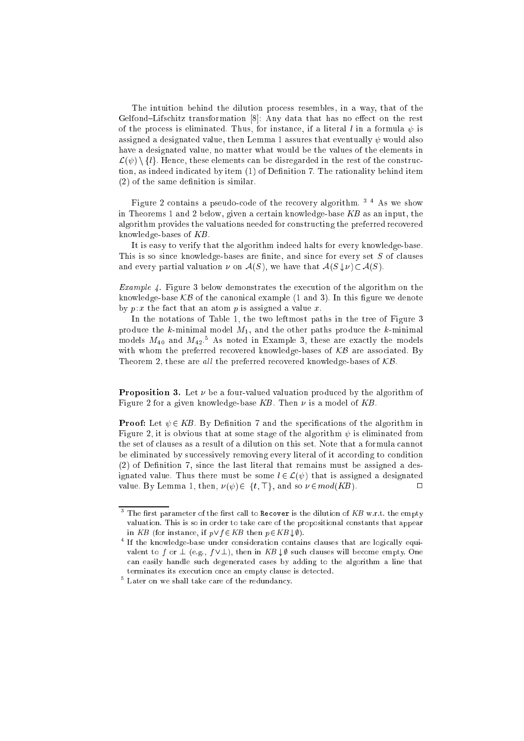The intuition behind the dilution process resembles, in a way, that of the Gelfond–Lifschitz transformation [8]: Any data that has no effect on the rest of the process is eliminated. Thus, for instance, if a literal $l$ in a formula $\psi$ is assigned a designated value, then Lemma 1 assures that eventually $\psi$ would also have a designated value, no matter what would be the values of the elements in $\mathcal{L}(\psi) \setminus \{l\}$. Hence, these elements can be disregarded in the rest of the construction, as indeed indicated by item (1) of Definition 7. The rationality behind item (2) of the same definition is similar.

Figure 2 contains a pseudo-code of the recovery algorithm. [3] [4] As we show in Theorems 1 and 2 below, given a certain knowledge-base $KB$ as an input, the algorithm provides the valuations needed for constructing the preferred recovered knowledge-bases of $KB$.

It is easy to verify that the algorithm indeed halts for every knowledge-base. This is so since knowledge-bases are finite, and since for every set $S$ of clauses and every partial valuation $\nu$ on $\mathcal{A}(S)$, we have that $\mathcal{A}(S \downarrow \nu) \subset \mathcal{A}(S)$.

*Example 4.* Figure 3 below demonstrates the execution of the algorithm on the knowledge-base $\mathcal{KB}$ of the canonical example (1 and 3). In this figure we denote by $p\!:\!x$ the fact that an atom $p$ is assigned a value $x$.

In the notations of Table 1, the two leftmost paths in the tree of Figure 3 produce the $k$-minimal model $M_1$, and the other paths produce the $k$-minimal models $M_{40}$ and $M_{42}$.[5] As noted in Example 3, these are exactly the models with whom the preferred recovered knowledge-bases of $\mathcal{KB}$ are associated. By Theorem 2, these are *all* the preferred recovered knowledge-bases of $\mathcal{KB}$.

**Proposition 3.** Let $\nu$ be a four-valued valuation produced by the algorithm of Figure 2 for a given knowledge-base $KB$. Then $\nu$ is a model of $KB$.

**Proof:** Let $\psi \in KB$. By Definition 7 and the specifications of the algorithm in Figure 2, it is obvious that at some stage of the algorithm $\psi$ is eliminated from the set of clauses as a result of a dilution on this set. Note that a formula cannot be eliminated by successively removing every literal of it according to condition (2) of Definition 7, since the last literal that remains must be assigned a designated value. Thus there must be some $l \in \mathcal{L}(\psi)$ that is assigned a designated value. By Lemma 1, then, $\nu(\psi) \in \{t, \top\}$, and so $\nu \in mod(KB)$. $\square$

---

[3] The first parameter of the first call to `Recover` is the dilution of $KB$ w.r.t. the empty valuation. This is so in order to take care of the propositional constants that appear in $KB$ (for instance, if $p \vee f \in KB$ then $p \in KB \downarrow \emptyset$).

[4] If the knowledge-base under consideration contains clauses that are logically equivalent to $f$ or $\bot$ (e.g., $f \vee \bot$), then in $KB \downarrow \emptyset$ such clauses will become empty. One can easily handle such degenerated cases by adding to the algorithm a line that terminates its execution once an empty clause is detected.

[5] Later on we shall take care of the redundancy.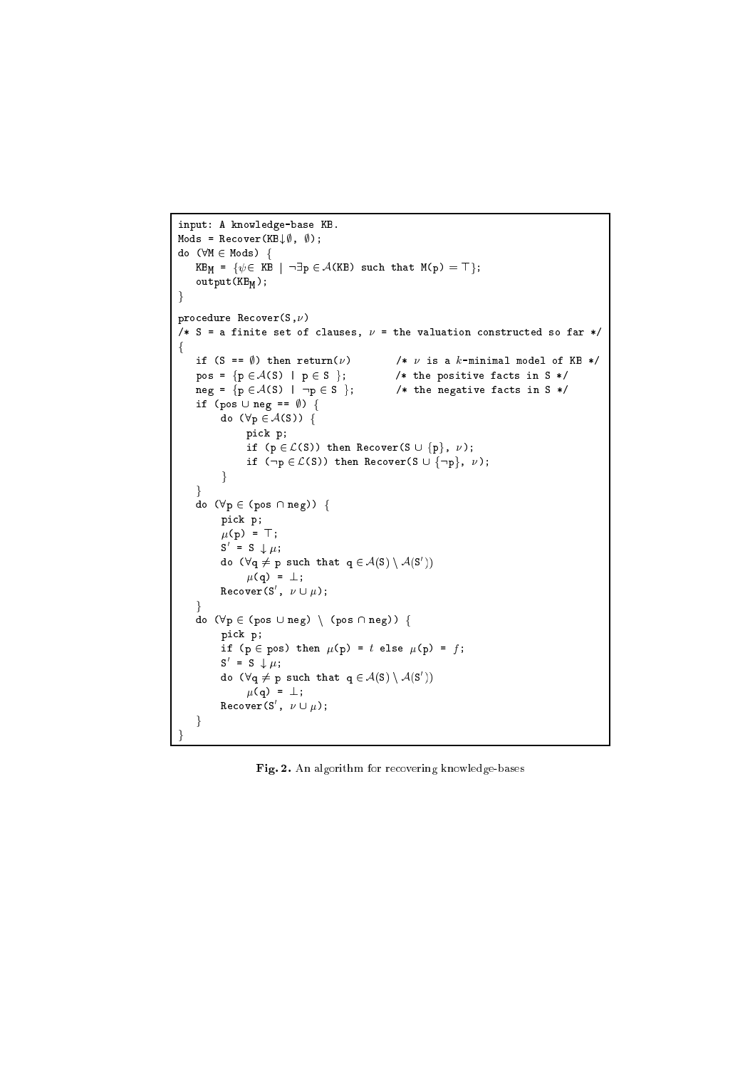```
input: A knowledge-base KB.
Mods = Recover(KB↓∅, ∅);
do (∀M ∈ Mods) {
   KB_M = {ψ ∈ KB | ¬∃p ∈ 𝒜(KB) such that M(p) = ⊤};
   output(KB_M);
}

procedure Recover(S,ν)
/* S = a finite set of clauses, ν = the valuation constructed so far */
{
   if (S == ∅) then return(ν)       /* ν is a k-minimal model of KB */
   pos = {p ∈ 𝒜(S) | p ∈ S };       /* the positive facts in S */
   neg = {p ∈ 𝒜(S) | ¬p ∈ S };      /* the negative facts in S */
   if (pos ∪ neg == ∅) {
       do (∀p ∈ 𝒜(S)) {
            pick p;
            if (p ∈ ℒ(S)) then Recover(S ∪ {p}, ν);
            if (¬p ∈ ℒ(S)) then Recover(S ∪ {¬p}, ν);
       }
   }
   do (∀p ∈ (pos ∩ neg)) {
       pick p;
       μ(p) = ⊤;
       S' = S ↓ μ;
       do (∀q ≠ p such that q ∈ 𝒜(S) \ 𝒜(S'))
            μ(q) = ⊥;
       Recover(S', ν ∪ μ);
   }
   do (∀p ∈ (pos ∪ neg) \ (pos ∩ neg)) {
       pick p;
       if (p ∈ pos) then μ(p) = t else μ(p) = f;
       S' = S ↓ μ;
       do (∀q ≠ p such that q ∈ 𝒜(S) \ 𝒜(S'))
            μ(q) = ⊥;
       Recover(S', ν ∪ μ);
   }
}
```

**Fig. 2.** An algorithm for recovering knowledge-bases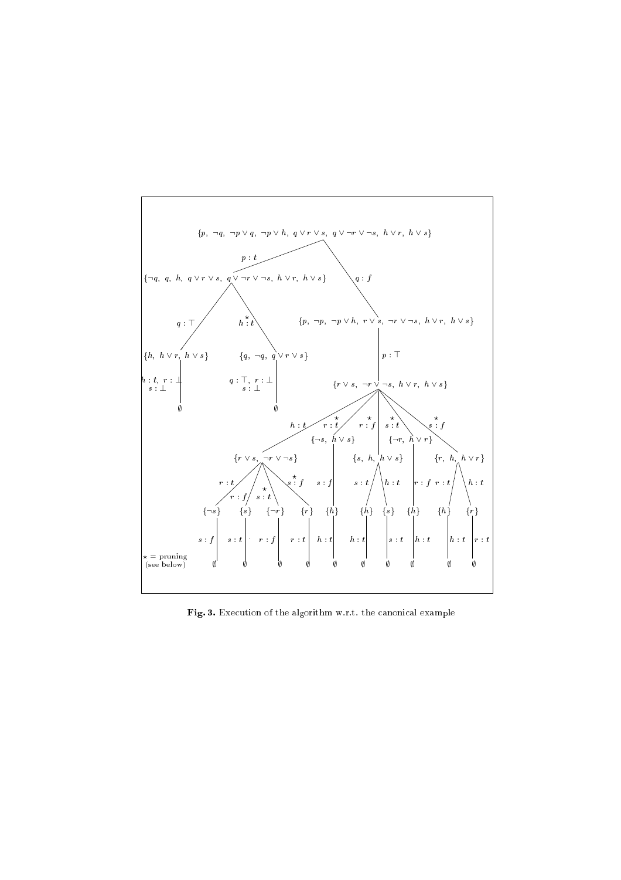**Fig. 3.** Execution of the algorithm w.r.t. the canonical example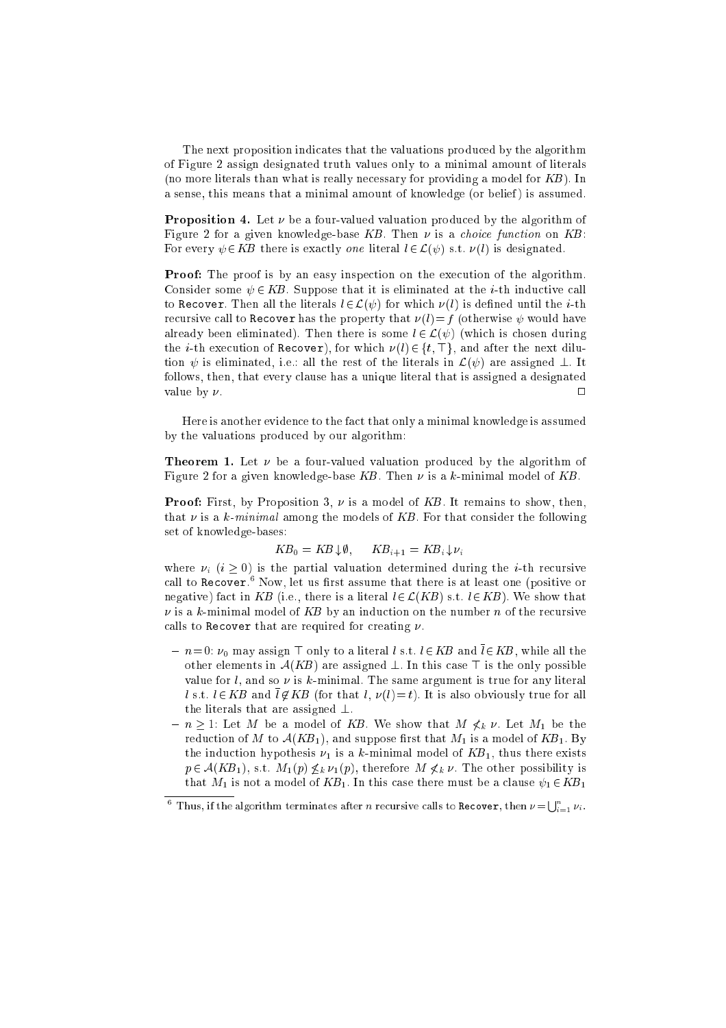The next proposition indicates that the valuations produced by the algorithm of Figure 2 assign designated truth values only to a minimal amount of literals (no more literals than what is really necessary for providing a model for $KB$). In a sense, this means that a minimal amount of knowledge (or belief) is assumed.

**Proposition 4.** Let $\nu$ be a four-valued valuation produced by the algorithm of Figure 2 for a given knowledge-base $KB$. Then $\nu$ is a *choice function* on $KB$: For every $\psi \in KB$ there is exactly *one* literal $l \in \mathcal{L}(\psi)$ s.t. $\nu(l)$ is designated.

**Proof:** The proof is by an easy inspection on the execution of the algorithm. Consider some $\psi \in KB$. Suppose that it is eliminated at the $i$-th inductive call to `Recover`. Then all the literals $l \in \mathcal{L}(\psi)$ for which $\nu(l)$ is defined until the $i$-th recursive call to `Recover` has the property that $\nu(l) = f$ (otherwise $\psi$ would have already been eliminated). Then there is some $l \in \mathcal{L}(\psi)$ (which is chosen during the $i$-th execution of `Recover`), for which $\nu(l) \in \{t, \top\}$, and after the next dilution $\psi$ is eliminated, i.e.: all the rest of the literals in $\mathcal{L}(\psi)$ are assigned $\bot$. It follows, then, that every clause has a unique literal that is assigned a designated value by $\nu$. □

Here is another evidence to the fact that only a minimal knowledge is assumed by the valuations produced by our algorithm:

**Theorem 1.** Let $\nu$ be a four-valued valuation produced by the algorithm of Figure 2 for a given knowledge-base $KB$. Then $\nu$ is a $k$-minimal model of $KB$.

**Proof:** First, by Proposition 3, $\nu$ is a model of $KB$. It remains to show, then, that $\nu$ is a $k$-*minimal* among the models of $KB$. For that consider the following set of knowledge-bases:

$$KB_0 = KB \!\downarrow\! \emptyset, \qquad KB_{i+1} = KB_i \!\downarrow\! \nu_i$$

where $\nu_i$ ($i \geq 0$) is the partial valuation determined during the $i$-th recursive call to `Recover`.[6] Now, let us first assume that there is at least one (positive or negative) fact in $KB$ (i.e., there is a literal $l \in \mathcal{L}(KB)$ s.t. $l \in KB$). We show that $\nu$ is a $k$-minimal model of $KB$ by an induction on the number $n$ of the recursive calls to `Recover` that are required for creating $\nu$.

- $n = 0$: $\nu_0$ may assign $\top$ only to a literal $l$ s.t. $l \in KB$ and $\overline{l} \in KB$, while all the other elements in $\mathcal{A}(KB)$ are assigned $\bot$. In this case $\top$ is the only possible value for $l$, and so $\nu$ is $k$-minimal. The same argument is true for any literal $l$ s.t. $l \in KB$ and $\overline{l} \notin KB$ (for that $l$, $\nu(l) = t$). It is also obviously true for all the literals that are assigned $\bot$.
- $n \geq 1$: Let $M$ be a model of $KB$. We show that $M \not<_k \nu$. Let $M_1$ be the reduction of $M$ to $\mathcal{A}(KB_1)$, and suppose first that $M_1$ is a model of $KB_1$. By the induction hypothesis $\nu_1$ is a $k$-minimal model of $KB_1$, thus there exists $p \in \mathcal{A}(KB_1)$, s.t. $M_1(p) \not<_k \nu_1(p)$, therefore $M \not<_k \nu$. The other possibility is that $M_1$ is not a model of $KB_1$. In this case there must be a clause $\psi_1 \in KB_1$

[6] Thus, if the algorithm terminates after $n$ recursive calls to `Recover`, then $\nu = \bigcup_{i=1}^{n} \nu_i$.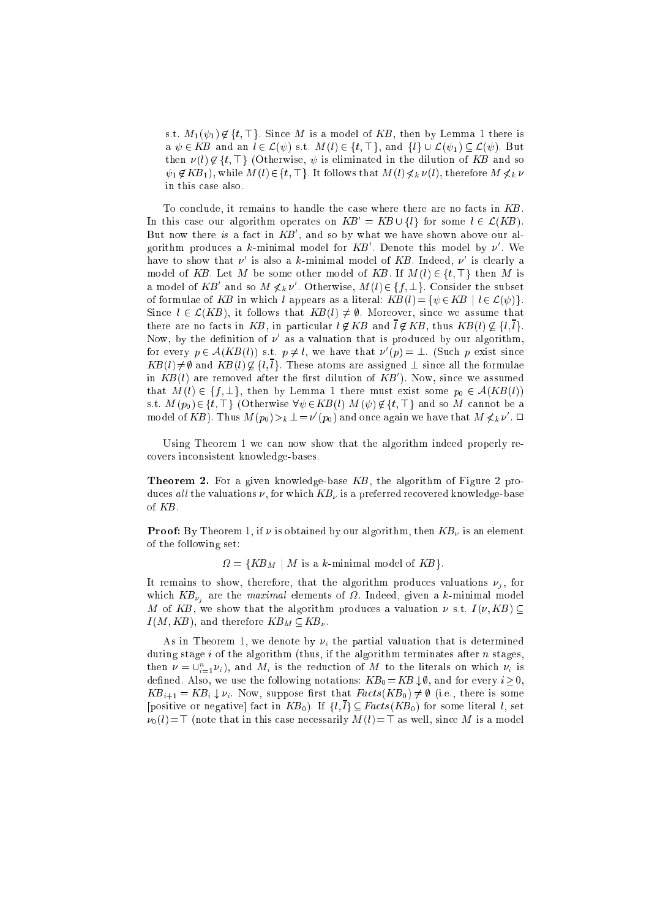s.t. $M_1(\psi_1) \not\in \{t, \top\}$. Since $M$ is a model of $KB$, then by Lemma 1 there is a $\psi \in KB$ and an $l \in \mathcal{L}(\psi)$ s.t. $M(l) \in \{t, \top\}$, and $\{l\} \cup \mathcal{L}(\psi_1) \subseteq \mathcal{L}(\psi)$. But then $\nu(l) \not\in \{t, \top\}$ (Otherwise, $\psi$ is eliminated in the dilution of $KB$ and so $\psi_1 \not\in KB_1$), while $M(l) \in \{t, \top\}$. It follows that $M(l) \not<_k \nu(l)$, therefore $M \not<_k \nu$ in this case also.

To conclude, it remains to handle the case where there are no facts in $KB$. In this case our algorithm operates on $KB' = KB \cup \{l\}$ for some $l \in \mathcal{L}(KB)$. But now there *is* a fact in $KB'$, and so by what we have shown above our algorithm produces a $k$-minimal model for $KB'$. Denote this model by $\nu'$. We have to show that $\nu'$ is also a $k$-minimal model of $KB$. Indeed, $\nu'$ is clearly a model of $KB$. Let $M$ be some other model of $KB$. If $M(l) \in \{t, \top\}$ then $M$ is a model of $KB'$ and so $M \not<_k \nu'$. Otherwise, $M(l) \in \{f, \bot\}$. Consider the subset of formulae of $KB$ in which $l$ appears as a literal: $KB(l) = \{\psi \in KB \mid l \in \mathcal{L}(\psi)\}$. Since $l \in \mathcal{L}(KB)$, it follows that $KB(l) \neq \emptyset$. Moreover, since we assume that there are no facts in $KB$, in particular $l \not\in KB$ and $\overline{l} \not\in KB$, thus $KB(l) \not\subseteq \{l, \overline{l}\}$. Now, by the definition of $\nu'$ as a valuation that is produced by our algorithm, for every $p \in \mathcal{A}(KB(l))$ s.t. $p \neq l$, we have that $\nu'(p) = \bot$. (Such $p$ exist since $KB(l) \neq \emptyset$ and $KB(l) \not\subseteq \{l, \overline{l}\}$. These atoms are assigned $\bot$ since all the formulae in $KB(l)$ are removed after the first dilution of $KB'$). Now, since we assumed that $M(l) \in \{f, \bot\}$, then by Lemma 1 there must exist some $p_0 \in \mathcal{A}(KB(l))$ s.t. $M(p_0) \in \{t, \top\}$ (Otherwise $\forall \psi \in KB(l)$ $M(\psi) \not\in \{t, \top\}$ and so $M$ cannot be a model of $KB$). Thus $M(p_0) >_k \bot = \nu'(p_0)$ and once again we have that $M \not<_k \nu'$. □

Using Theorem 1 we can now show that the algorithm indeed properly recovers inconsistent knowledge-bases.

**Theorem 2.** For a given knowledge-base $KB$, the algorithm of Figure 2 produces *all* the valuations $\nu$, for which $KB_\nu$ is a preferred recovered knowledge-base of $KB$.

**Proof:** By Theorem 1, if $\nu$ is obtained by our algorithm, then $KB_\nu$ is an element of the following set:

$$\Omega = \{KB_M \mid M \text{ is a } k\text{-minimal model of } KB\}.$$

It remains to show, therefore, that the algorithm produces valuations $\nu_j$, for which $KB_{\nu_j}$ are the *maximal* elements of $\Omega$. Indeed, given a $k$-minimal model $M$ of $KB$, we show that the algorithm produces a valuation $\nu$ s.t. $I(\nu, KB) \subseteq I(M, KB)$, and therefore $KB_M \subseteq KB_\nu$.

As in Theorem 1, we denote by $\nu_i$ the partial valuation that is determined during stage $i$ of the algorithm (thus, if the algorithm terminates after $n$ stages, then $\nu = \cup_{i=1}^n \nu_i$), and $M_i$ is the reduction of $M$ to the literals on which $\nu_i$ is defined. Also, we use the following notations: $KB_0 = KB \downarrow \emptyset$, and for every $i \geq 0$, $KB_{i+1} = KB_i \downarrow \nu_i$. Now, suppose first that $Facts(KB_0) \neq \emptyset$ (i.e., there is some [positive or negative] fact in $KB_0$). If $\{l, \overline{l}\} \subseteq Facts(KB_0)$ for some literal $l$, set $\nu_0(l) = \top$ (note that in this case necessarily $M(l) = \top$ as well, since $M$ is a model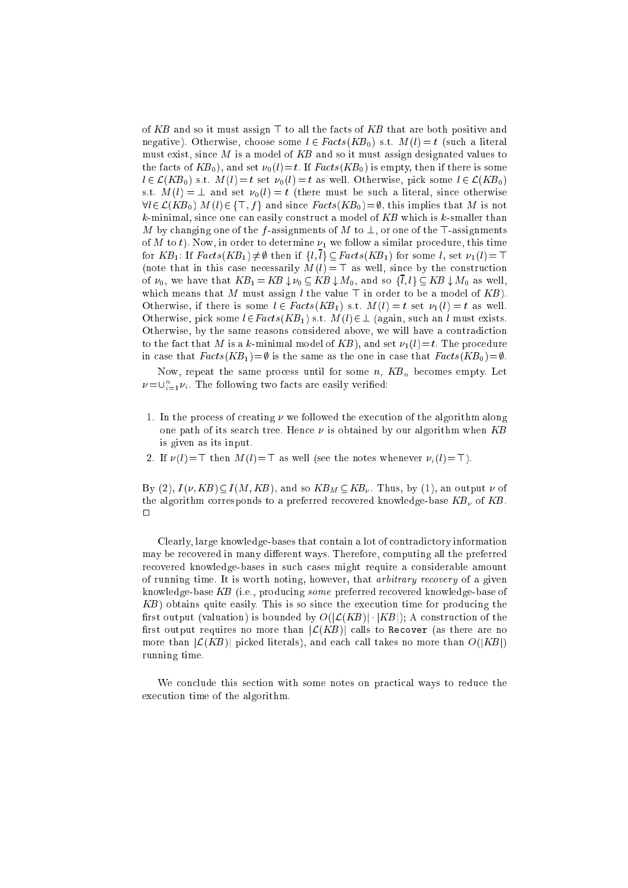of $KB$ and so it must assign $\top$ to all the facts of $KB$ that are both positive and negative). Otherwise, choose some $l \in Facts(KB_0)$ s.t. $M(l) = t$ (such a literal must exist, since $M$ is a model of $KB$ and so it must assign designated values to the facts of $KB_0$), and set $\nu_0(l) = t$. If $Facts(KB_0)$ is empty, then if there is some $l \in \mathcal{L}(KB_0)$ s.t. $M(l) = t$ set $\nu_0(l) = t$ as well. Otherwise, pick some $l \in \mathcal{L}(KB_0)$ s.t. $M(l) = \bot$ and set $\nu_0(l) = t$ (there must be such a literal, since otherwise $\forall l \in \mathcal{L}(KB_0)\ M(l) \in \{\top, f\}$ and since $Facts(KB_0) = \emptyset$, this implies that $M$ is not $k$-minimal, since one can easily construct a model of $KB$ which is $k$-smaller than $M$ by changing one of the $f$-assignments of $M$ to $\bot$, or one of the $\top$-assignments of $M$ to $t$). Now, in order to determine $\nu_1$ we follow a similar procedure, this time for $KB_1$: If $Facts(KB_1) \neq \emptyset$ then if $\{l, \overline{l}\} \subseteq Facts(KB_1)$ for some $l$, set $\nu_1(l) = \top$ (note that in this case necessarily $M(l) = \top$ as well, since by the construction of $\nu_0$, we have that $KB_1 = KB \downarrow \nu_0 \subseteq KB \downarrow M_0$, and so $\{\overline{l}, l\} \subseteq KB \downarrow M_0$ as well, which means that $M$ must assign $l$ the value $\top$ in order to be a model of $KB$). Otherwise, if there is some $l \in Facts(KB_1)$ s.t. $M(l) = t$ set $\nu_1(l) = t$ as well. Otherwise, pick some $l \in Facts(KB_1)$ s.t. $M(l) \in \bot$ (again, such an $l$ must exists. Otherwise, by the same reasons considered above, we will have a contradiction to the fact that $M$ is a $k$-minimal model of $KB$), and set $\nu_1(l) = t$. The procedure in case that $Facts(KB_1) = \emptyset$ is the same as the one in case that $Facts(KB_0) = \emptyset$.

Now, repeat the same process until for some $n$, $KB_n$ becomes empty. Let $\nu = \cup_{i=1}^{n} \nu_i$. The following two facts are easily verified:

1. In the process of creating $\nu$ we followed the execution of the algorithm along one path of its search tree. Hence $\nu$ is obtained by our algorithm when $KB$ is given as its input.
2. If $\nu(l) = \top$ then $M(l) = \top$ as well (see the notes whenever $\nu_i(l) = \top$).

By (2), $I(\nu, KB) \subseteq I(M, KB)$, and so $KB_M \subseteq KB_\nu$. Thus, by (1), an output $\nu$ of the algorithm corresponds to a preferred recovered knowledge-base $KB_\nu$ of $KB$. □

Clearly, large knowledge-bases that contain a lot of contradictory information may be recovered in many different ways. Therefore, computing all the preferred recovered knowledge-bases in such cases might require a considerable amount of running time. It is worth noting, however, that *arbitrary recovery* of a given knowledge-base $KB$ (i.e., producing *some* preferred recovered knowledge-base of $KB$) obtains quite easily. This is so since the execution time for producing the first output (valuation) is bounded by $O(|\mathcal{L}(KB)| \cdot |KB|)$; A construction of the first output requires no more than $|\mathcal{L}(KB)|$ calls to `Recover` (as there are no more than $|\mathcal{L}(KB)|$ picked literals), and each call takes no more than $O(|KB|)$ running time.

We conclude this section with some notes on practical ways to reduce the execution time of the algorithm.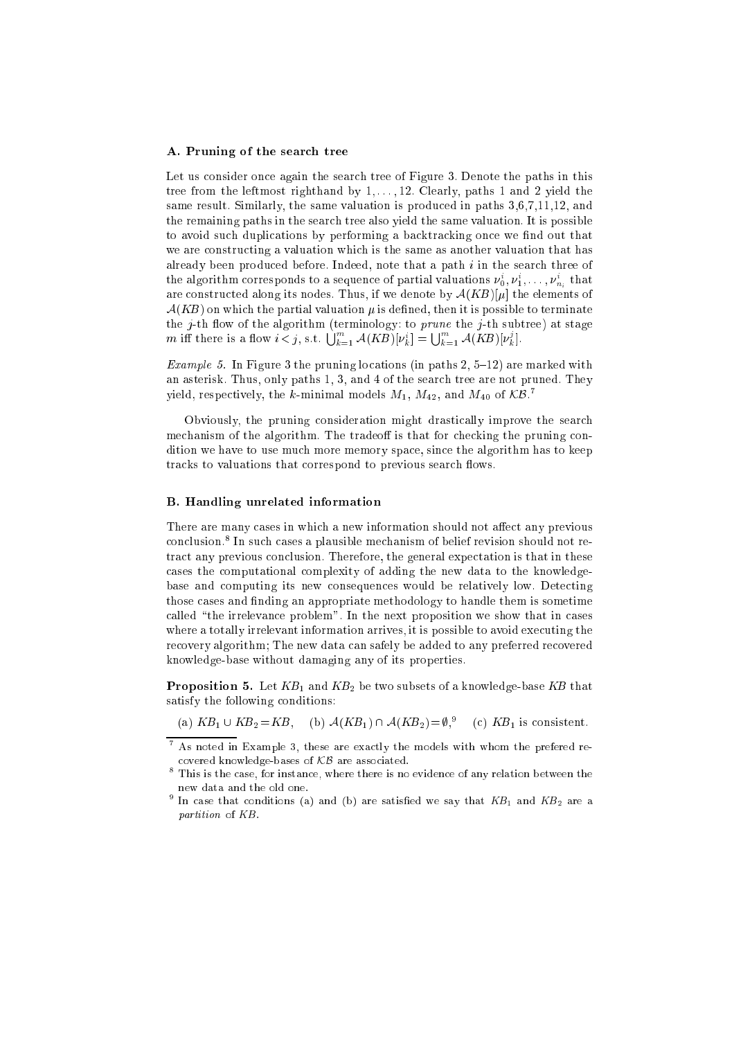### A. Pruning of the search tree

Let us consider once again the search tree of Figure 3. Denote the paths in this tree from the leftmost righthand by $1, \ldots, 12$. Clearly, paths 1 and 2 yield the same result. Similarly, the same valuation is produced in paths 3,6,7,11,12, and the remaining paths in the search tree also yield the same valuation. It is possible to avoid such duplications by performing a backtracking once we find out that we are constructing a valuation which is the same as another valuation that has already been produced before. Indeed, note that a path $i$ in the search three of the algorithm corresponds to a sequence of partial valuations $\nu_0^i, \nu_1^i, \ldots, \nu_{n_i}^i$ that are constructed along its nodes. Thus, if we denote by $\mathcal{A}(KB)[\mu]$ the elements of $\mathcal{A}(KB)$ on which the partial valuation $\mu$ is defined, then it is possible to terminate the $j$-th flow of the algorithm (terminology: to *prune* the $j$-th subtree) at stage $m$ iff there is a flow $i<j$, s.t. $\bigcup_{k=1}^{m} \mathcal{A}(KB)[\nu_k^i] = \bigcup_{k=1}^{m} \mathcal{A}(KB)[\nu_k^j]$.

*Example 5.* In Figure 3 the pruning locations (in paths 2, 5–12) are marked with an asterisk. Thus, only paths 1, 3, and 4 of the search tree are not pruned. They yield, respectively, the $k$-minimal models $M_1$, $M_{42}$, and $M_{40}$ of $\mathcal{KB}$.[7]

Obviously, the pruning consideration might drastically improve the search mechanism of the algorithm. The tradeoff is that for checking the pruning condition we have to use much more memory space, since the algorithm has to keep tracks to valuations that correspond to previous search flows.

### B. Handling unrelated information

There are many cases in which a new information should not affect any previous conclusion.[8] In such cases a plausible mechanism of belief revision should not retract any previous conclusion. Therefore, the general expectation is that in these cases the computational complexity of adding the new data to the knowledge-base and computing its new consequences would be relatively low. Detecting those cases and finding an appropriate methodology to handle them is sometime called "the irrelevance problem". In the next proposition we show that in cases where a totally irrelevant information arrives, it is possible to avoid executing the recovery algorithm; The new data can safely be added to any preferred recovered knowledge-base without damaging any of its properties.

**Proposition 5.** Let $KB_1$ and $KB_2$ be two subsets of a knowledge-base $KB$ that satisfy the following conditions:

(a) $KB_1 \cup KB_2 = KB$, (b) $\mathcal{A}(KB_1) \cap \mathcal{A}(KB_2) = \emptyset$,[9] (c) $KB_1$ is consistent.

---

[7] As noted in Example 3, these are exactly the models with whom the prefered recovered knowledge-bases of $\mathcal{KB}$ are associated.

[8] This is the case, for instance, where there is no evidence of any relation between the new data and the old one.

[9] In case that conditions (a) and (b) are satisfied we say that $KB_1$ and $KB_2$ are a *partition* of $KB$.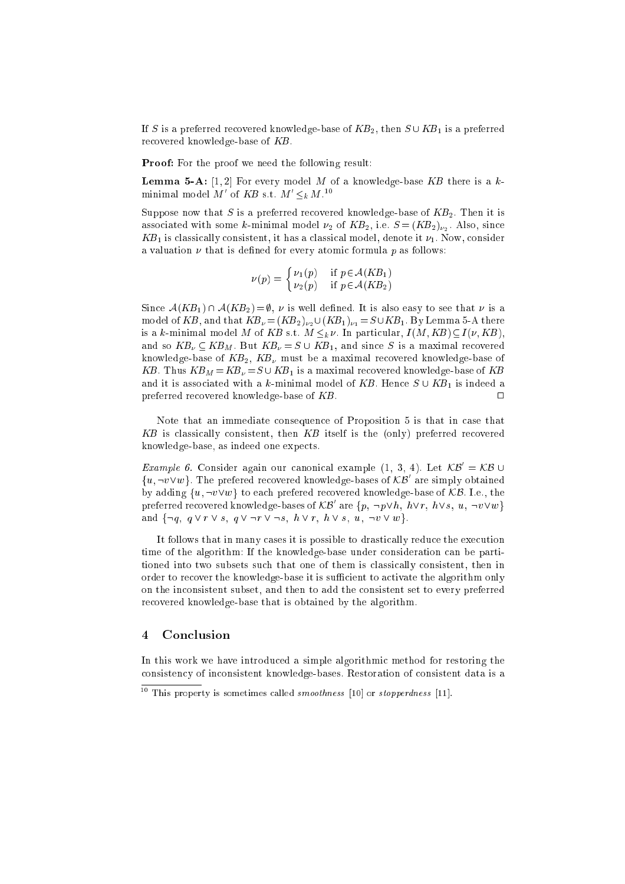If $S$ is a preferred recovered knowledge-base of $KB_2$, then $S \cup KB_1$ is a preferred recovered knowledge-base of $KB$.

**Proof:** For the proof we need the following result:

**Lemma 5-A:** [1, 2] For every model $M$ of a knowledge-base $KB$ there is a $k$-minimal model $M'$ of $KB$ s.t. $M' \leq_k M$.[10]

Suppose now that $S$ is a preferred recovered knowledge-base of $KB_2$. Then it is associated with some $k$-minimal model $\nu_2$ of $KB_2$, i.e. $S = (KB_2)_{\nu_2}$. Also, since $KB_1$ is classically consistent, it has a classical model, denote it $\nu_1$. Now, consider a valuation $\nu$ that is defined for every atomic formula $p$ as follows:

$$\nu(p) = \begin{cases} \nu_1(p) & \text{if } p \in \mathcal{A}(KB_1) \\ \nu_2(p) & \text{if } p \in \mathcal{A}(KB_2) \end{cases}$$

Since $\mathcal{A}(KB_1) \cap \mathcal{A}(KB_2) = \emptyset$, $\nu$ is well defined. It is also easy to see that $\nu$ is a model of $KB$, and that $KB_\nu = (KB_2)_{\nu_2} \cup (KB_1)_{\nu_1} = S \cup KB_1$. By Lemma 5-A there is a $k$-minimal model $M$ of $KB$ s.t. $M \leq_k \nu$. In particular, $I(M, KB) \subseteq I(\nu, KB)$, and so $KB_\nu \subseteq KB_M$. But $KB_\nu = S \cup KB_1$, and since $S$ is a maximal recovered knowledge-base of $KB_2$, $KB_\nu$ must be a maximal recovered knowledge-base of $KB$. Thus $KB_M = KB_\nu = S \cup KB_1$ is a maximal recovered knowledge-base of $KB$ and it is associated with a $k$-minimal model of $KB$. Hence $S \cup KB_1$ is indeed a preferred recovered knowledge-base of $KB$. $\square$

Note that an immediate consequence of Proposition 5 is that in case that $KB$ is classically consistent, then $KB$ itself is the (only) preferred recovered knowledge-base, as indeed one expects.

*Example 6.* Consider again our canonical example (1, 3, 4). Let $\mathcal{KB}' = \mathcal{KB} \cup \{u, \neg v \vee w\}$. The prefered recovered knowledge-bases of $\mathcal{KB}'$ are simply obtained by adding $\{u, \neg v \vee w\}$ to each prefered recovered knowledge-base of $\mathcal{KB}$. I.e., the preferred recovered knowledge-bases of $\mathcal{KB}'$ are $\{p,\ \neg p \vee h,\ h \vee r,\ h \vee s,\ u,\ \neg v \vee w\}$ and $\{\neg q,\ q \vee r \vee s,\ q \vee \neg r \vee \neg s,\ h \vee r,\ h \vee s,\ u,\ \neg v \vee w\}$.

It follows that in many cases it is possible to drastically reduce the execution time of the algorithm: If the knowledge-base under consideration can be partitioned into two subsets such that one of them is classically consistent, then in order to recover the knowledge-base it is sufficient to activate the algorithm only on the inconsistent subset, and then to add the consistent set to every preferred recovered knowledge-base that is obtained by the algorithm.

## 4 Conclusion

In this work we have introduced a simple algorithmic method for restoring the consistency of inconsistent knowledge-bases. Restoration of consistent data is a

[10] This property is sometimes called *smoothness* [10] or *stopperdness* [11].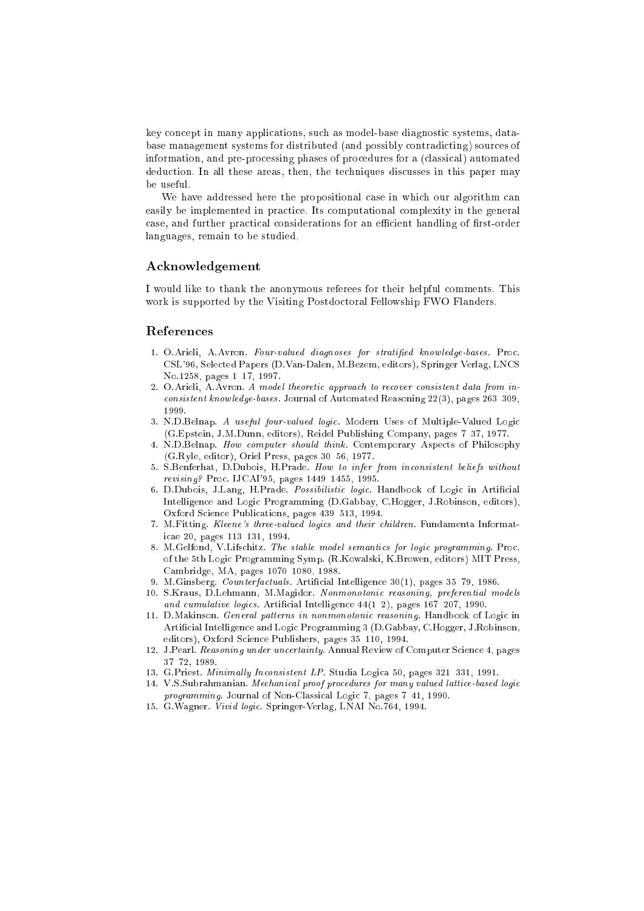key concept in many applications, such as model-base diagnostic systems, database management systems for distributed (and possibly contradicting) sources of information, and pre-processing phases of procedures for a (classical) automated deduction. In all these areas, then, the techniques discusses in this paper may be useful.

We have addressed here the propositional case in which our algorithm can easily be implemented in practice. Its computational complexity in the general case, and further practical considerations for an efficient handling of first-order languages, remain to be studied.

## Acknowledgement

I would like to thank the anonymous referees for their helpful comments. This work is supported by the Visiting Postdoctoral Fellowship FWO Flanders.

## References

1. O.Arieli, A.Avron. *Four-valued diagnoses for stratified knowledge-bases.* Proc. CSL'96, Selected Papers (D.Van-Dalen, M.Bezem, editors), Springer Verlag, LNCS No.1258, pages 1 17, 1997.
2. O.Arieli, A.Avron. *A model theoretic approach to recover consistent data from inconsistent knowledge-bases.* Journal of Automated Reasoning 22(3), pages 263 309, 1999.
3. N.D.Belnap. *A useful four-valued logic.* Modern Uses of Multiple-Valued Logic (G.Epstein, J.M.Dunn, editors), Reidel Publishing Company, pages 7 37, 1977.
4. N.D.Belnap. *How computer should think.* Contemporary Aspects of Philosophy (G.Ryle, editor), Oriel Press, pages 30 56, 1977.
5. S.Benferhat, D.Dubois, H.Prade. *How to infer from inconsistent beliefs without revising?* Proc. IJCAI'95, pages 1449 1455, 1995.
6. D.Dubois, J.Lang, H.Prade. *Possibilistic logic.* Handbook of Logic in Artificial Intelligence and Logic Programming (D.Gabbay, C.Hogger, J.Robinson, editors), Oxford Science Publications, pages 439 513, 1994.
7. M.Fitting. *Kleene's three-valued logics and their children.* Fundamenta Informaticae 20, pages 113 131, 1994.
8. M.Gelfond, V.Lifschitz. *The stable model semantics for logic programming.* Proc. of the 5th Logic Programming Symp. (R.Kowalski, K.Browen, editors) MIT Press, Cambridge, MA, pages 1070 1080, 1988.
9. M.Ginsberg. *Counterfactuals.* Artificial Intelligence 30(1), pages 35 79, 1986.
10. S.Kraus, D.Lehmann, M.Magidor. *Nonmonotonic reasoning, preferential models and cumulative logics.* Artificial Intelligence 44(1 2), pages 167 207, 1990.
11. D.Makinson. *General patterns in nonmonotonic reasoning.* Handbook of Logic in Artificial Intelligence and Logic Programming 3 (D.Gabbay, C.Hogger, J.Robinson, editors), Oxford Science Publishers, pages 35 110, 1994.
12. J.Pearl. *Reasoning under uncertainty.* Annual Review of Computer Science 4, pages 37 72, 1989.
13. G.Priest. *Minimally Inconsistent LP.* Studia Logica 50, pages 321 331, 1991.
14. V.S.Subrahmanian. *Mechanical proof procedures for many valued lattice-based logic programming.* Journal of Non-Classical Logic 7, pages 7 41, 1990.
15. G.Wagner. *Vivid logic.* Springer-Verlag, LNAI No.764, 1994.